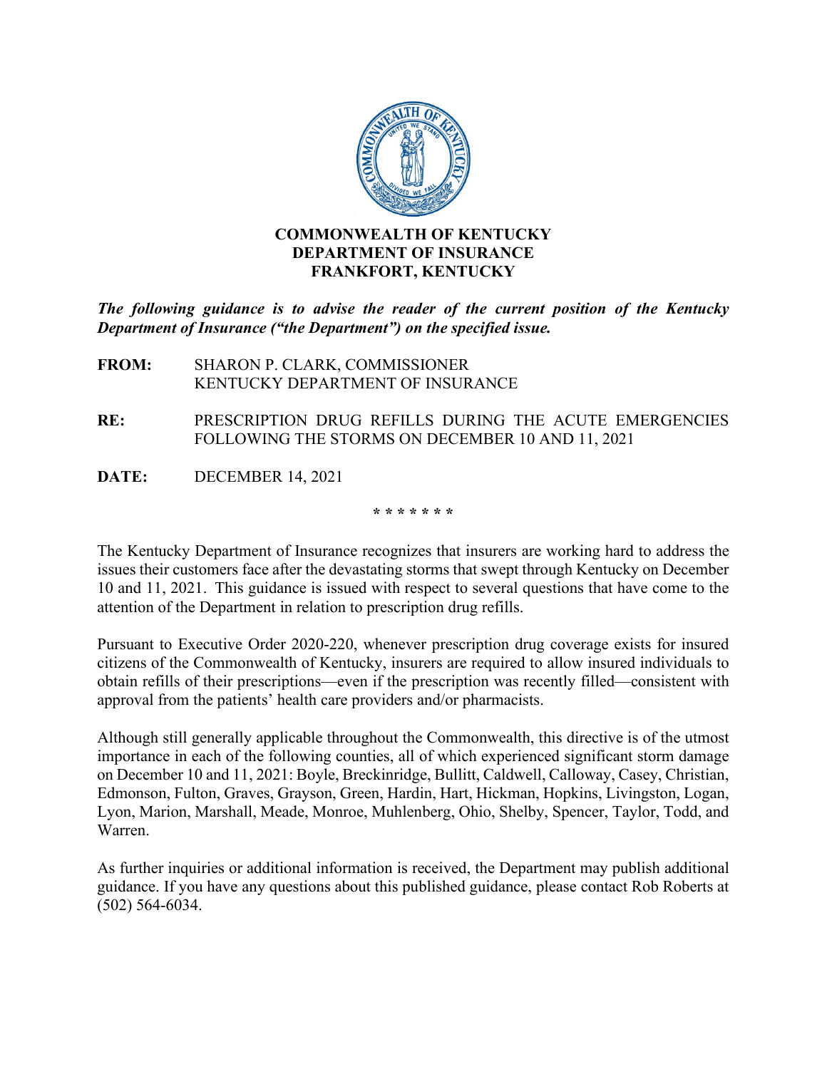**COMMONWEALTH OF KENTUCKY**
**DEPARTMENT OF INSURANCE**
**FRANKFORT, KENTUCKY**

***The following guidance is to advise the reader of the current position of the Kentucky Department of Insurance ("the Department") on the specified issue.***

**FROM:** SHARON P. CLARK, COMMISSIONER
KENTUCKY DEPARTMENT OF INSURANCE

**RE:** PRESCRIPTION DRUG REFILLS DURING THE ACUTE EMERGENCIES FOLLOWING THE STORMS ON DECEMBER 10 AND 11, 2021

**DATE:** DECEMBER 14, 2021

\* \* \* \* \* \* \*

The Kentucky Department of Insurance recognizes that insurers are working hard to address the issues their customers face after the devastating storms that swept through Kentucky on December 10 and 11, 2021. This guidance is issued with respect to several questions that have come to the attention of the Department in relation to prescription drug refills.

Pursuant to Executive Order 2020-220, whenever prescription drug coverage exists for insured citizens of the Commonwealth of Kentucky, insurers are required to allow insured individuals to obtain refills of their prescriptions—even if the prescription was recently filled—consistent with approval from the patients' health care providers and/or pharmacists.

Although still generally applicable throughout the Commonwealth, this directive is of the utmost importance in each of the following counties, all of which experienced significant storm damage on December 10 and 11, 2021: Boyle, Breckinridge, Bullitt, Caldwell, Calloway, Casey, Christian, Edmonson, Fulton, Graves, Grayson, Green, Hardin, Hart, Hickman, Hopkins, Livingston, Logan, Lyon, Marion, Marshall, Meade, Monroe, Muhlenberg, Ohio, Shelby, Spencer, Taylor, Todd, and Warren.

As further inquiries or additional information is received, the Department may publish additional guidance. If you have any questions about this published guidance, please contact Rob Roberts at (502) 564-6034.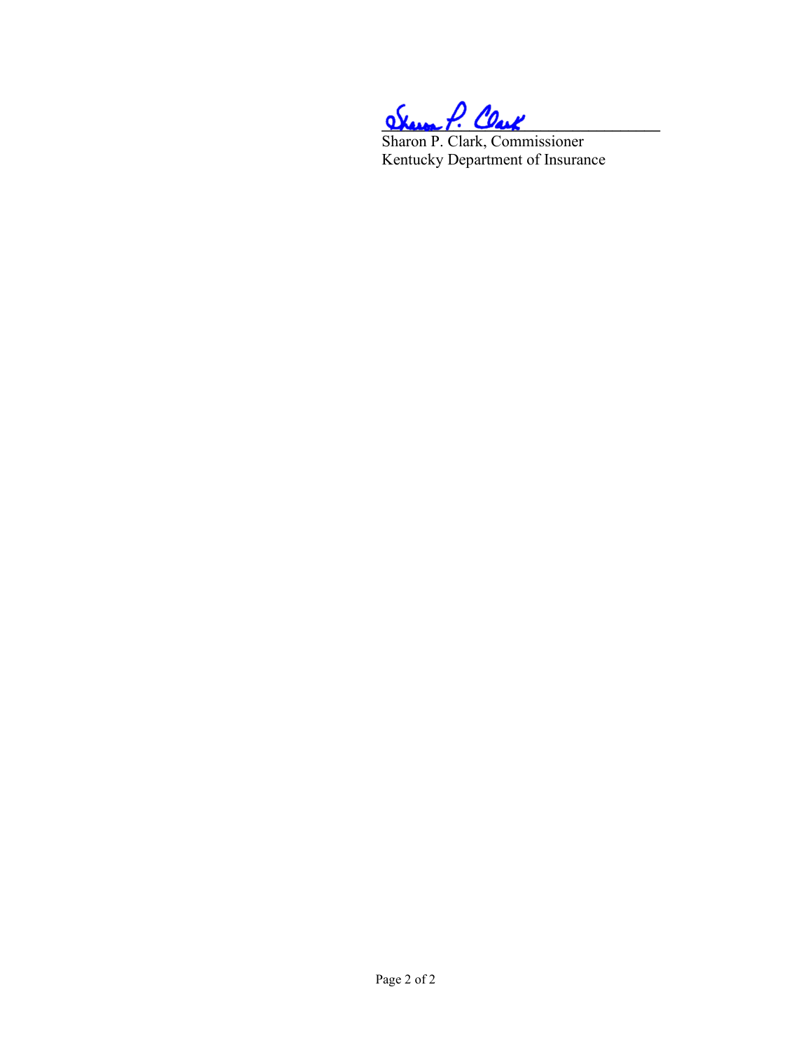Sharon P. Clark, Commissioner
Kentucky Department of Insurance